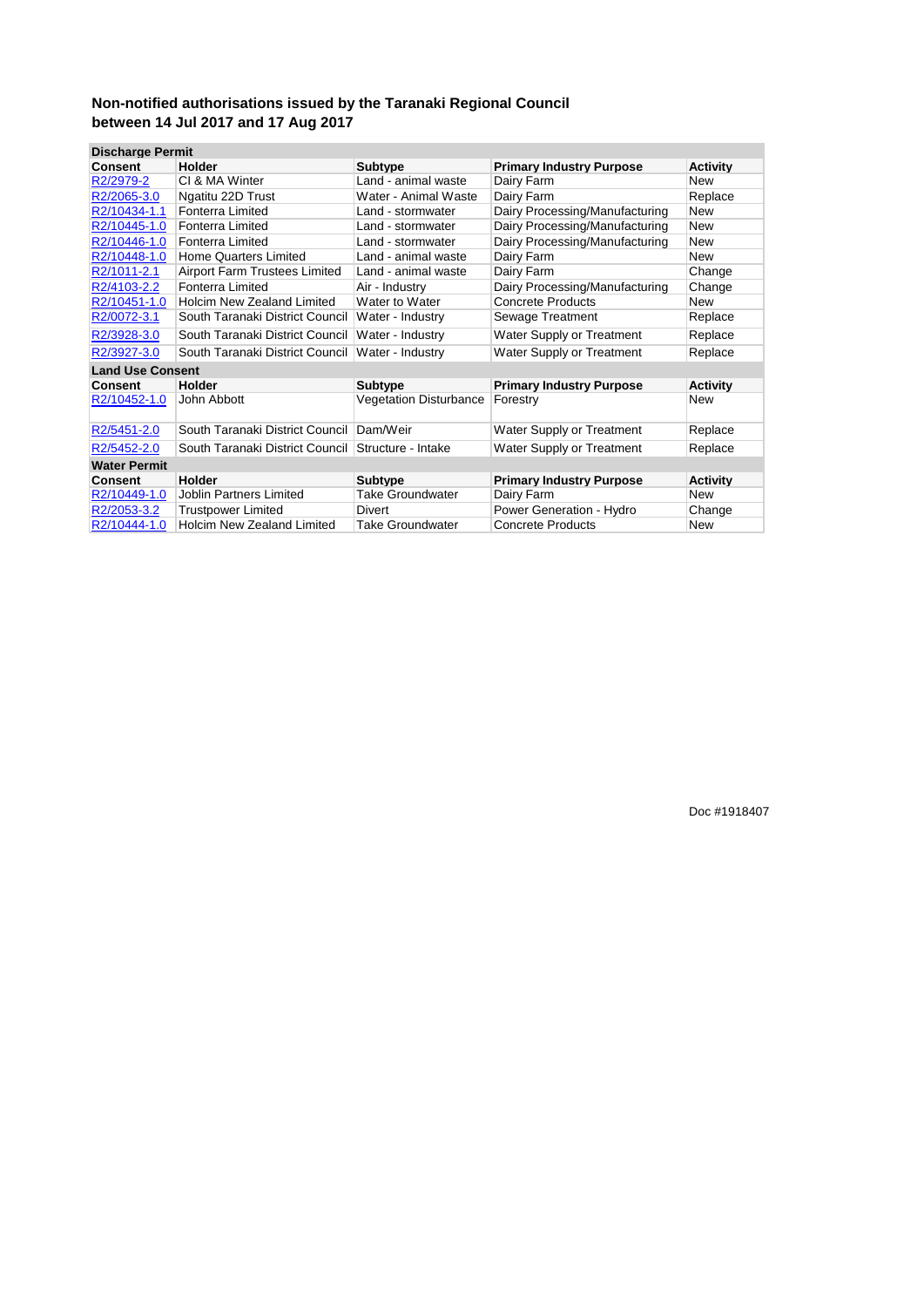# Non-notified authorisations issued by the Taranaki Regional Council between 14 Jul 2017 and 17 Aug 2017

| **Discharge Permit** | | | | |
|---|---|---|---|---|
| **Consent** | **Holder** | **Subtype** | **Primary Industry Purpose** | **Activity** |
| R2/2979-2 | CI & MA Winter | Land - animal waste | Dairy Farm | New |
| R2/2065-3.0 | Ngatitu 22D Trust | Water - Animal Waste | Dairy Farm | Replace |
| R2/10434-1.1 | Fonterra Limited | Land - stormwater | Dairy Processing/Manufacturing | New |
| R2/10445-1.0 | Fonterra Limited | Land - stormwater | Dairy Processing/Manufacturing | New |
| R2/10446-1.0 | Fonterra Limited | Land - stormwater | Dairy Processing/Manufacturing | New |
| R2/10448-1.0 | Home Quarters Limited | Land - animal waste | Dairy Farm | New |
| R2/1011-2.1 | Airport Farm Trustees Limited | Land - animal waste | Dairy Farm | Change |
| R2/4103-2.2 | Fonterra Limited | Air - Industry | Dairy Processing/Manufacturing | Change |
| R2/10451-1.0 | Holcim New Zealand Limited | Water to Water | Concrete Products | New |
| R2/0072-3.1 | South Taranaki District Council | Water - Industry | Sewage Treatment | Replace |
| R2/3928-3.0 | South Taranaki District Council | Water - Industry | Water Supply or Treatment | Replace |
| R2/3927-3.0 | South Taranaki District Council | Water - Industry | Water Supply or Treatment | Replace |

| **Land Use Consent** | | | | |
|---|---|---|---|---|
| **Consent** | **Holder** | **Subtype** | **Primary Industry Purpose** | **Activity** |
| R2/10452-1.0 | John Abbott | Vegetation Disturbance | Forestry | New |
| R2/5451-2.0 | South Taranaki District Council | Dam/Weir | Water Supply or Treatment | Replace |
| R2/5452-2.0 | South Taranaki District Council | Structure - Intake | Water Supply or Treatment | Replace |

| **Water Permit** | | | | |
|---|---|---|---|---|
| **Consent** | **Holder** | **Subtype** | **Primary Industry Purpose** | **Activity** |
| R2/10449-1.0 | Joblin Partners Limited | Take Groundwater | Dairy Farm | New |
| R2/2053-3.2 | Trustpower Limited | Divert | Power Generation - Hydro | Change |
| R2/10444-1.0 | Holcim New Zealand Limited | Take Groundwater | Concrete Products | New |

Doc #1918407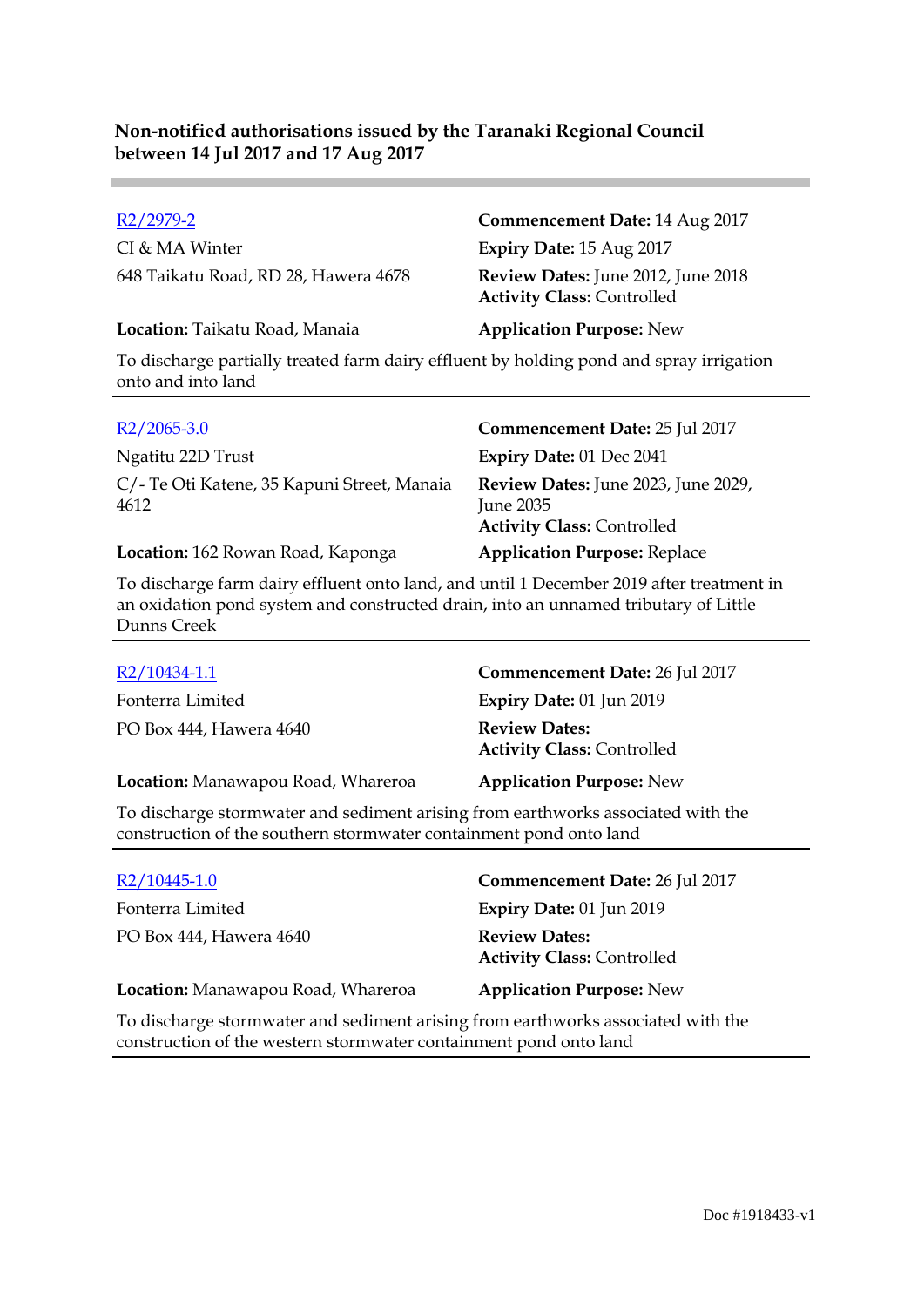**Non-notified authorisations issued by the Taranaki Regional Council between 14 Jul 2017 and 17 Aug 2017**

---

R2/2979-2
CI & MA Winter
648 Taikatu Road, RD 28, Hawera 4678

**Commencement Date:** 14 Aug 2017
**Expiry Date:** 15 Aug 2017
**Review Dates:** June 2012, June 2018
**Activity Class:** Controlled

**Location:** Taikatu Road, Manaia
**Application Purpose:** New

To discharge partially treated farm dairy effluent by holding pond and spray irrigation onto and into land

---

R2/2065-3.0
Ngatitu 22D Trust
C/- Te Oti Katene, 35 Kapuni Street, Manaia 4612

**Commencement Date:** 25 Jul 2017
**Expiry Date:** 01 Dec 2041
**Review Dates:** June 2023, June 2029, June 2035
**Activity Class:** Controlled

**Location:** 162 Rowan Road, Kaponga
**Application Purpose:** Replace

To discharge farm dairy effluent onto land, and until 1 December 2019 after treatment in an oxidation pond system and constructed drain, into an unnamed tributary of Little Dunns Creek

---

R2/10434-1.1
Fonterra Limited
PO Box 444, Hawera 4640

**Commencement Date:** 26 Jul 2017
**Expiry Date:** 01 Jun 2019
**Review Dates:**
**Activity Class:** Controlled

**Location:** Manawapou Road, Whareroa
**Application Purpose:** New

To discharge stormwater and sediment arising from earthworks associated with the construction of the southern stormwater containment pond onto land

---

R2/10445-1.0
Fonterra Limited
PO Box 444, Hawera 4640

**Commencement Date:** 26 Jul 2017
**Expiry Date:** 01 Jun 2019
**Review Dates:**
**Activity Class:** Controlled

**Location:** Manawapou Road, Whareroa
**Application Purpose:** New

To discharge stormwater and sediment arising from earthworks associated with the construction of the western stormwater containment pond onto land

---

Doc #1918433-v1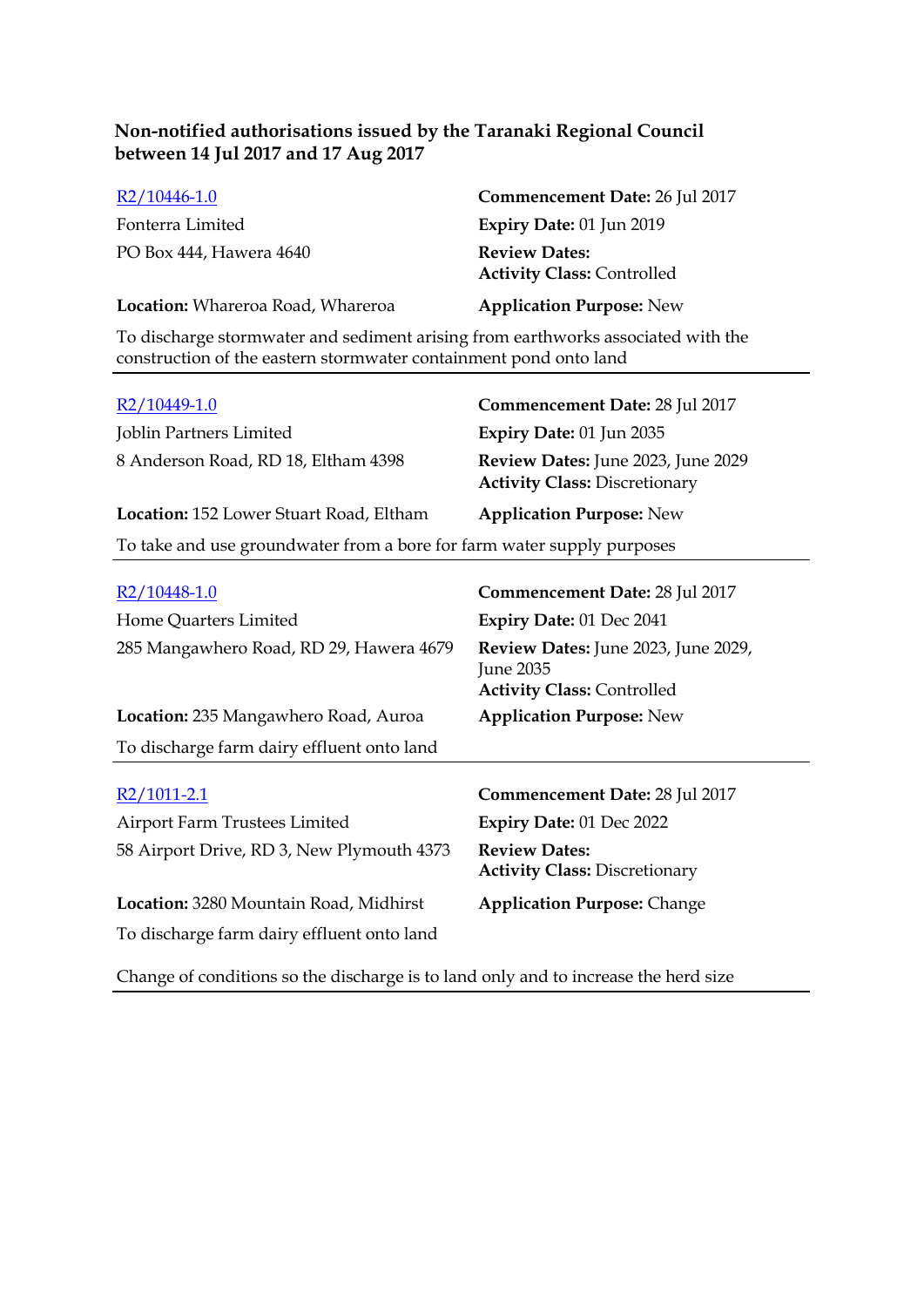### Non-notified authorisations issued by the Taranaki Regional Council between 14 Jul 2017 and 17 Aug 2017

[R2/10446-1.0](#)
Fonterra Limited
PO Box 444, Hawera 4640

**Commencement Date:** 26 Jul 2017
**Expiry Date:** 01 Jun 2019
**Review Dates:**
**Activity Class:** Controlled

**Location:** Whareroa Road, Whareroa
**Application Purpose:** New

To discharge stormwater and sediment arising from earthworks associated with the construction of the eastern stormwater containment pond onto land

---

[R2/10449-1.0](#)
Joblin Partners Limited
8 Anderson Road, RD 18, Eltham 4398

**Commencement Date:** 28 Jul 2017
**Expiry Date:** 01 Jun 2035
**Review Dates:** June 2023, June 2029
**Activity Class:** Discretionary

**Location:** 152 Lower Stuart Road, Eltham
**Application Purpose:** New

To take and use groundwater from a bore for farm water supply purposes

---

[R2/10448-1.0](#)
Home Quarters Limited
285 Mangawhero Road, RD 29, Hawera 4679

**Commencement Date:** 28 Jul 2017
**Expiry Date:** 01 Dec 2041
**Review Dates:** June 2023, June 2029, June 2035
**Activity Class:** Controlled

**Location:** 235 Mangawhero Road, Auroa
**Application Purpose:** New

To discharge farm dairy effluent onto land

---

[R2/1011-2.1](#)
Airport Farm Trustees Limited
58 Airport Drive, RD 3, New Plymouth 4373

**Commencement Date:** 28 Jul 2017
**Expiry Date:** 01 Dec 2022
**Review Dates:**
**Activity Class:** Discretionary

**Location:** 3280 Mountain Road, Midhirst
**Application Purpose:** Change

To discharge farm dairy effluent onto land

Change of conditions so the discharge is to land only and to increase the herd size

---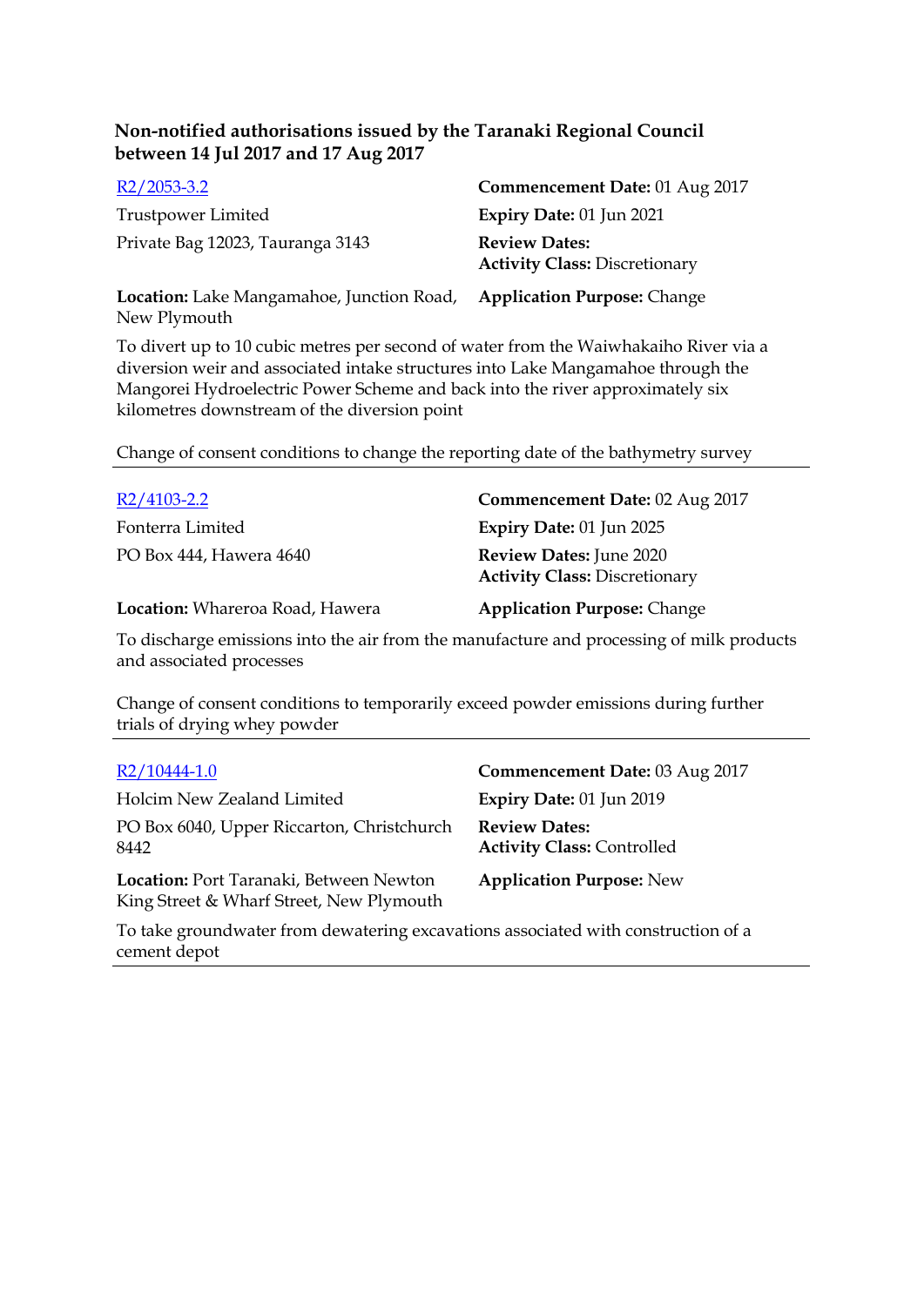**Non-notified authorisations issued by the Taranaki Regional Council between 14 Jul 2017 and 17 Aug 2017**

[R2/2053-3.2](R2/2053-3.2)

Trustpower Limited

Private Bag 12023, Tauranga 3143

**Commencement Date:** 01 Aug 2017

**Expiry Date:** 01 Jun 2021

**Review Dates:**

**Activity Class:** Discretionary

**Location:** Lake Mangamahoe, Junction Road, New Plymouth

**Application Purpose:** Change

To divert up to 10 cubic metres per second of water from the Waiwhakaiho River via a diversion weir and associated intake structures into Lake Mangamahoe through the Mangorei Hydroelectric Power Scheme and back into the river approximately six kilometres downstream of the diversion point

Change of consent conditions to change the reporting date of the bathymetry survey

---

[R2/4103-2.2](R2/4103-2.2)

Fonterra Limited

PO Box 444, Hawera 4640

**Commencement Date:** 02 Aug 2017

**Expiry Date:** 01 Jun 2025

**Review Dates:** June 2020

**Activity Class:** Discretionary

**Location:** Whareroa Road, Hawera

**Application Purpose:** Change

To discharge emissions into the air from the manufacture and processing of milk products and associated processes

Change of consent conditions to temporarily exceed powder emissions during further trials of drying whey powder

---

[R2/10444-1.0](R2/10444-1.0)

Holcim New Zealand Limited

PO Box 6040, Upper Riccarton, Christchurch 8442

**Commencement Date:** 03 Aug 2017

**Expiry Date:** 01 Jun 2019

**Review Dates:**

**Activity Class:** Controlled

**Location:** Port Taranaki, Between Newton King Street & Wharf Street, New Plymouth

**Application Purpose:** New

To take groundwater from dewatering excavations associated with construction of a cement depot

---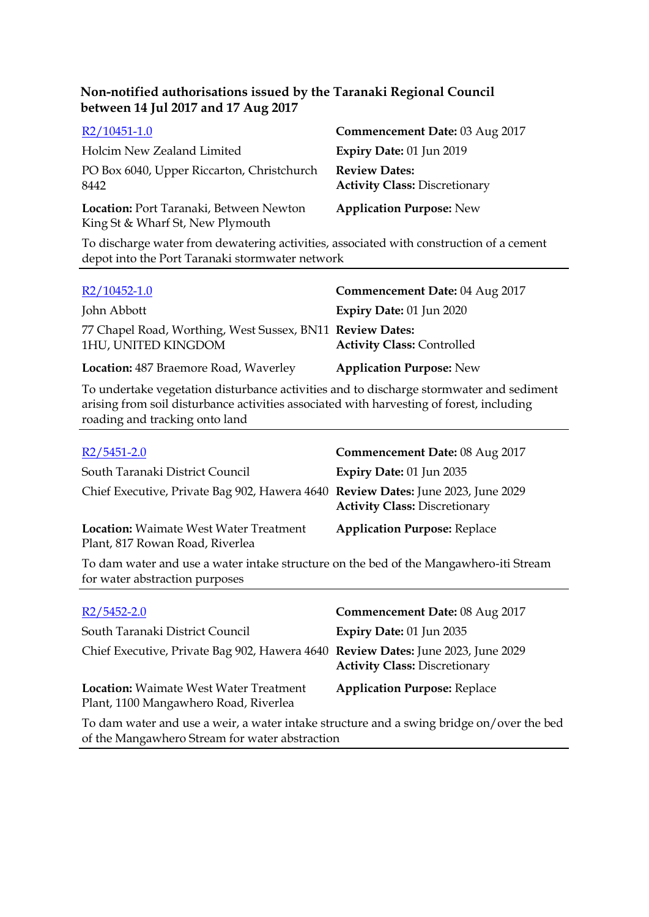**Non-notified authorisations issued by the Taranaki Regional Council between 14 Jul 2017 and 17 Aug 2017**

R2/10451-1.0
Holcim New Zealand Limited
PO Box 6040, Upper Riccarton, Christchurch 8442
**Location:** Port Taranaki, Between Newton King St & Wharf St, New Plymouth

**Commencement Date:** 03 Aug 2017
**Expiry Date:** 01 Jun 2019
**Review Dates:**
**Activity Class:** Discretionary
**Application Purpose:** New

To discharge water from dewatering activities, associated with construction of a cement depot into the Port Taranaki stormwater network

---

R2/10452-1.0
John Abbott
77 Chapel Road, Worthing, West Sussex, BN11 1HU, UNITED KINGDOM
**Location:** 487 Braemore Road, Waverley

**Commencement Date:** 04 Aug 2017
**Expiry Date:** 01 Jun 2020
**Review Dates:**
**Activity Class:** Controlled
**Application Purpose:** New

To undertake vegetation disturbance activities and to discharge stormwater and sediment arising from soil disturbance activities associated with harvesting of forest, including roading and tracking onto land

---

R2/5451-2.0
South Taranaki District Council
Chief Executive, Private Bag 902, Hawera 4640
**Location:** Waimate West Water Treatment Plant, 817 Rowan Road, Riverlea

**Commencement Date:** 08 Aug 2017
**Expiry Date:** 01 Jun 2035
**Review Dates:** June 2023, June 2029
**Activity Class:** Discretionary
**Application Purpose:** Replace

To dam water and use a water intake structure on the bed of the Mangawhero-iti Stream for water abstraction purposes

---

R2/5452-2.0
South Taranaki District Council
Chief Executive, Private Bag 902, Hawera 4640
**Location:** Waimate West Water Treatment Plant, 1100 Mangawhero Road, Riverlea

**Commencement Date:** 08 Aug 2017
**Expiry Date:** 01 Jun 2035
**Review Dates:** June 2023, June 2029
**Activity Class:** Discretionary
**Application Purpose:** Replace

To dam water and use a weir, a water intake structure and a swing bridge on/over the bed of the Mangawhero Stream for water abstraction

---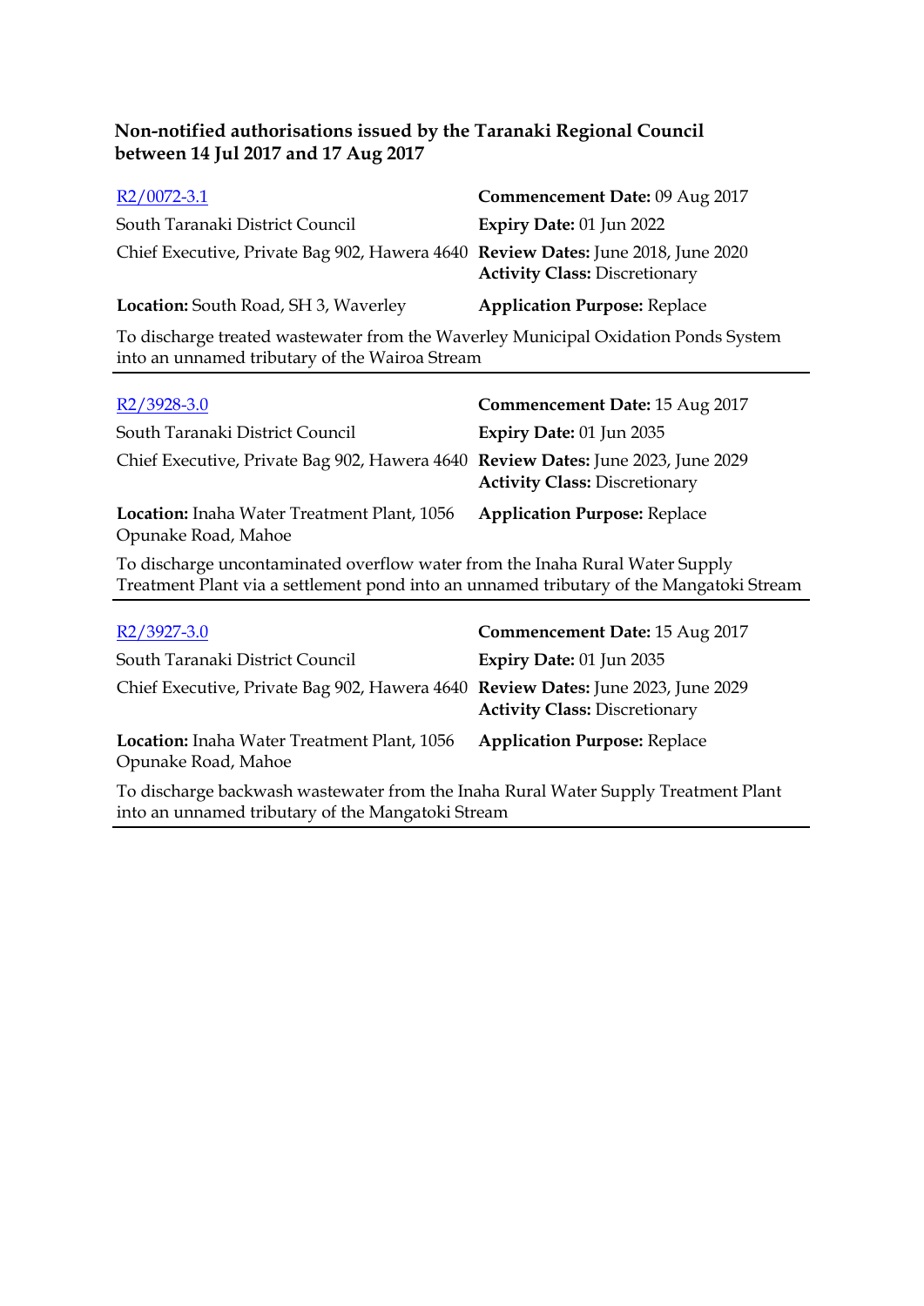**Non-notified authorisations issued by the Taranaki Regional Council between 14 Jul 2017 and 17 Aug 2017**

| | |
|---|---|
| R2/0072-3.1 | **Commencement Date:** 09 Aug 2017 |
| South Taranaki District Council | **Expiry Date:** 01 Jun 2022 |
| Chief Executive, Private Bag 902, Hawera 4640 | **Review Dates:** June 2018, June 2020<br>**Activity Class:** Discretionary |
| **Location:** South Road, SH 3, Waverley | **Application Purpose:** Replace |

To discharge treated wastewater from the Waverley Municipal Oxidation Ponds System into an unnamed tributary of the Wairoa Stream

---

| | |
|---|---|
| R2/3928-3.0 | **Commencement Date:** 15 Aug 2017 |
| South Taranaki District Council | **Expiry Date:** 01 Jun 2035 |
| Chief Executive, Private Bag 902, Hawera 4640 | **Review Dates:** June 2023, June 2029<br>**Activity Class:** Discretionary |
| **Location:** Inaha Water Treatment Plant, 1056 Opunake Road, Mahoe | **Application Purpose:** Replace |

To discharge uncontaminated overflow water from the Inaha Rural Water Supply Treatment Plant via a settlement pond into an unnamed tributary of the Mangatoki Stream

---

| | |
|---|---|
| R2/3927-3.0 | **Commencement Date:** 15 Aug 2017 |
| South Taranaki District Council | **Expiry Date:** 01 Jun 2035 |
| Chief Executive, Private Bag 902, Hawera 4640 | **Review Dates:** June 2023, June 2029<br>**Activity Class:** Discretionary |
| **Location:** Inaha Water Treatment Plant, 1056 Opunake Road, Mahoe | **Application Purpose:** Replace |

To discharge backwash wastewater from the Inaha Rural Water Supply Treatment Plant into an unnamed tributary of the Mangatoki Stream

---